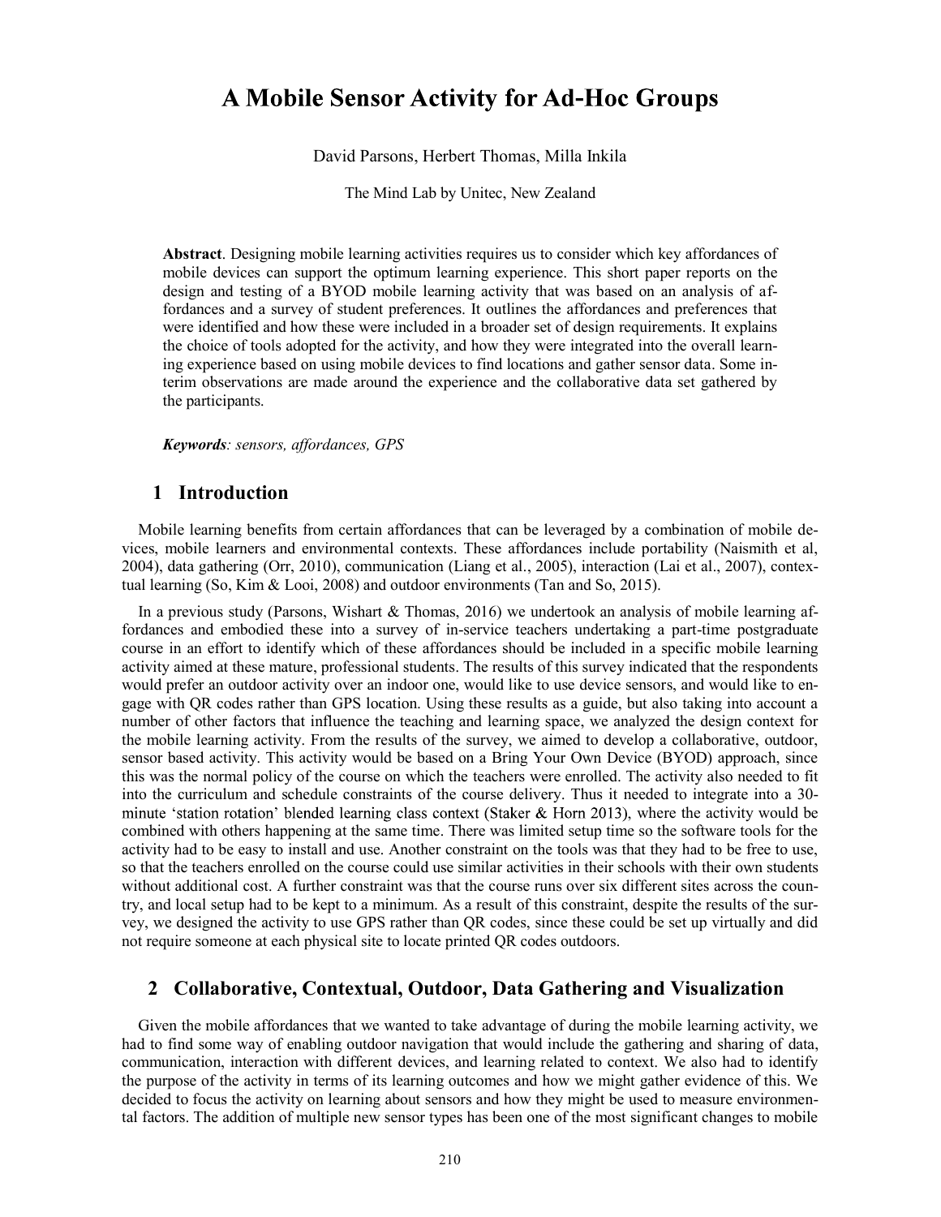# A Mobile Sensor Activity for Ad-Hoc Groups

David Parsons, Herbert Thomas, Milla Inkila

The Mind Lab by Unitec, New Zealand

**Abstract**. Designing mobile learning activities requires us to consider which key affordances of mobile devices can support the optimum learning experience. This short paper reports on the design and testing of a BYOD mobile learning activity that was based on an analysis of affordances and a survey of student preferences. It outlines the affordances and preferences that were identified and how these were included in a broader set of design requirements. It explains the choice of tools adopted for the activity, and how they were integrated into the overall learning experience based on using mobile devices to find locations and gather sensor data. Some interim observations are made around the experience and the collaborative data set gathered by the participants.

***Keywords****: sensors, affordances, GPS*

## 1 Introduction

Mobile learning benefits from certain affordances that can be leveraged by a combination of mobile devices, mobile learners and environmental contexts. These affordances include portability (Naismith et al, 2004), data gathering (Orr, 2010), communication (Liang et al., 2005), interaction (Lai et al., 2007), contextual learning (So, Kim & Looi, 2008) and outdoor environments (Tan and So, 2015).

In a previous study (Parsons, Wishart & Thomas, 2016) we undertook an analysis of mobile learning affordances and embodied these into a survey of in-service teachers undertaking a part-time postgraduate course in an effort to identify which of these affordances should be included in a specific mobile learning activity aimed at these mature, professional students. The results of this survey indicated that the respondents would prefer an outdoor activity over an indoor one, would like to use device sensors, and would like to engage with QR codes rather than GPS location. Using these results as a guide, but also taking into account a number of other factors that influence the teaching and learning space, we analyzed the design context for the mobile learning activity. From the results of the survey, we aimed to develop a collaborative, outdoor, sensor based activity. This activity would be based on a Bring Your Own Device (BYOD) approach, since this was the normal policy of the course on which the teachers were enrolled. The activity also needed to fit into the curriculum and schedule constraints of the course delivery. Thus it needed to integrate into a 30-minute 'station rotation' blended learning class context (Staker & Horn 2013), where the activity would be combined with others happening at the same time. There was limited setup time so the software tools for the activity had to be easy to install and use. Another constraint on the tools was that they had to be free to use, so that the teachers enrolled on the course could use similar activities in their schools with their own students without additional cost. A further constraint was that the course runs over six different sites across the country, and local setup had to be kept to a minimum. As a result of this constraint, despite the results of the survey, we designed the activity to use GPS rather than QR codes, since these could be set up virtually and did not require someone at each physical site to locate printed QR codes outdoors.

## 2 Collaborative, Contextual, Outdoor, Data Gathering and Visualization

Given the mobile affordances that we wanted to take advantage of during the mobile learning activity, we had to find some way of enabling outdoor navigation that would include the gathering and sharing of data, communication, interaction with different devices, and learning related to context. We also had to identify the purpose of the activity in terms of its learning outcomes and how we might gather evidence of this. We decided to focus the activity on learning about sensors and how they might be used to measure environmental factors. The addition of multiple new sensor types has been one of the most significant changes to mobile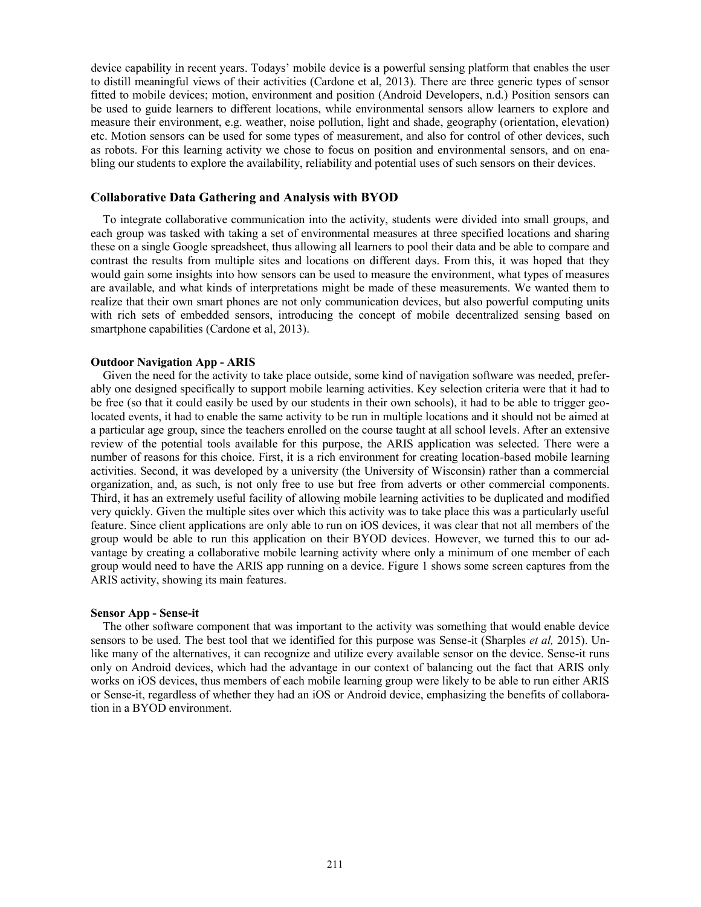device capability in recent years. Todays' mobile device is a powerful sensing platform that enables the user to distill meaningful views of their activities (Cardone et al, 2013). There are three generic types of sensor fitted to mobile devices; motion, environment and position (Android Developers, n.d.) Position sensors can be used to guide learners to different locations, while environmental sensors allow learners to explore and measure their environment, e.g. weather, noise pollution, light and shade, geography (orientation, elevation) etc. Motion sensors can be used for some types of measurement, and also for control of other devices, such as robots. For this learning activity we chose to focus on position and environmental sensors, and on enabling our students to explore the availability, reliability and potential uses of such sensors on their devices.

### Collaborative Data Gathering and Analysis with BYOD

To integrate collaborative communication into the activity, students were divided into small groups, and each group was tasked with taking a set of environmental measures at three specified locations and sharing these on a single Google spreadsheet, thus allowing all learners to pool their data and be able to compare and contrast the results from multiple sites and locations on different days. From this, it was hoped that they would gain some insights into how sensors can be used to measure the environment, what types of measures are available, and what kinds of interpretations might be made of these measurements. We wanted them to realize that their own smart phones are not only communication devices, but also powerful computing units with rich sets of embedded sensors, introducing the concept of mobile decentralized sensing based on smartphone capabilities (Cardone et al, 2013).

#### Outdoor Navigation App - ARIS

Given the need for the activity to take place outside, some kind of navigation software was needed, preferably one designed specifically to support mobile learning activities. Key selection criteria were that it had to be free (so that it could easily be used by our students in their own schools), it had to be able to trigger geo-located events, it had to enable the same activity to be run in multiple locations and it should not be aimed at a particular age group, since the teachers enrolled on the course taught at all school levels. After an extensive review of the potential tools available for this purpose, the ARIS application was selected. There were a number of reasons for this choice. First, it is a rich environment for creating location-based mobile learning activities. Second, it was developed by a university (the University of Wisconsin) rather than a commercial organization, and, as such, is not only free to use but free from adverts or other commercial components. Third, it has an extremely useful facility of allowing mobile learning activities to be duplicated and modified very quickly. Given the multiple sites over which this activity was to take place this was a particularly useful feature. Since client applications are only able to run on iOS devices, it was clear that not all members of the group would be able to run this application on their BYOD devices. However, we turned this to our advantage by creating a collaborative mobile learning activity where only a minimum of one member of each group would need to have the ARIS app running on a device. Figure 1 shows some screen captures from the ARIS activity, showing its main features.

#### Sensor App - Sense-it

The other software component that was important to the activity was something that would enable device sensors to be used. The best tool that we identified for this purpose was Sense-it (Sharples *et al,* 2015). Unlike many of the alternatives, it can recognize and utilize every available sensor on the device. Sense-it runs only on Android devices, which had the advantage in our context of balancing out the fact that ARIS only works on iOS devices, thus members of each mobile learning group were likely to be able to run either ARIS or Sense-it, regardless of whether they had an iOS or Android device, emphasizing the benefits of collaboration in a BYOD environment.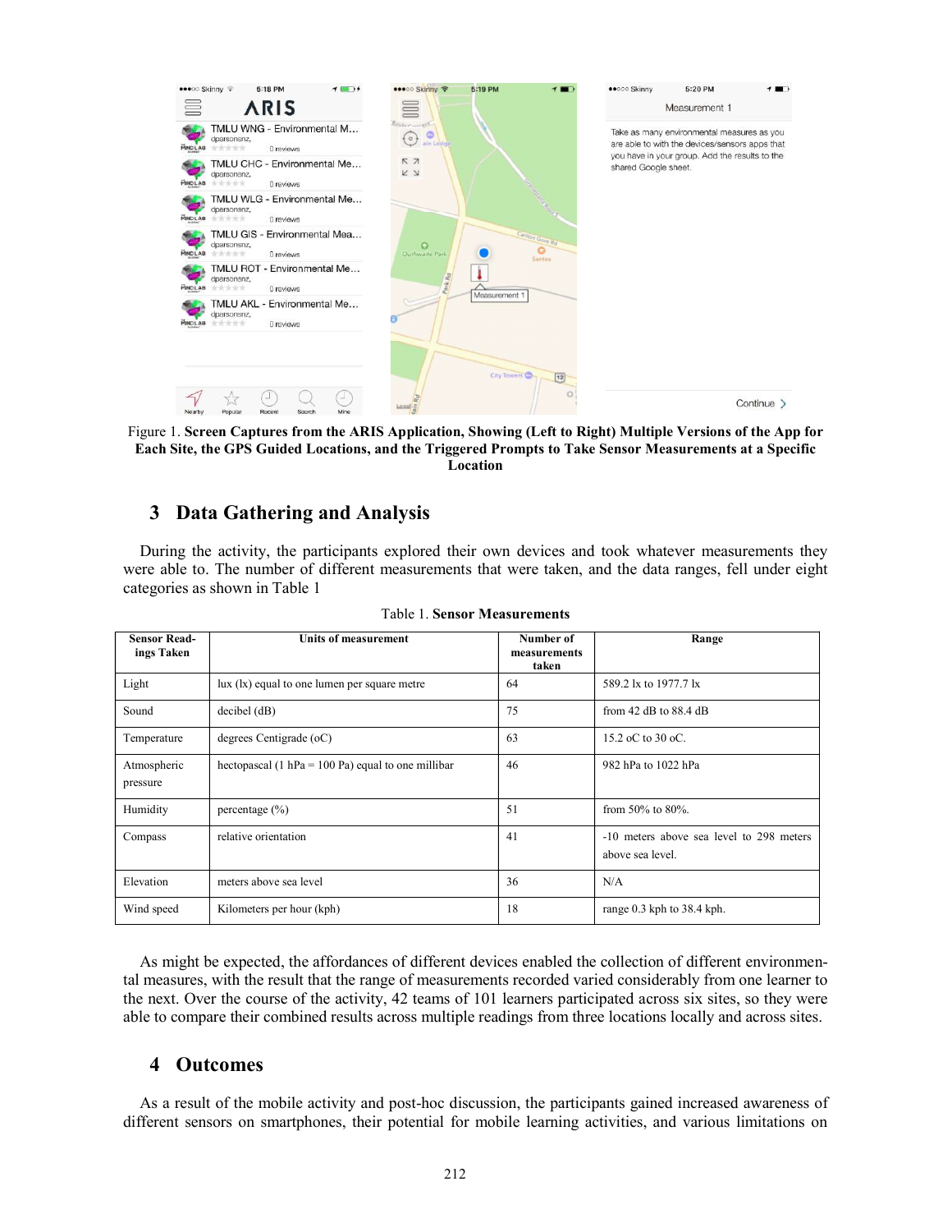Figure 1. **Screen Captures from the ARIS Application, Showing (Left to Right) Multiple Versions of the App for Each Site, the GPS Guided Locations, and the Triggered Prompts to Take Sensor Measurements at a Specific Location**

## 3 Data Gathering and Analysis

During the activity, the participants explored their own devices and took whatever measurements they were able to. The number of different measurements that were taken, and the data ranges, fell under eight categories as shown in Table 1

Table 1. **Sensor Measurements**

| Sensor Readings Taken | Units of measurement | Number of measurements taken | Range |
|---|---|---|---|
| Light | lux (lx) equal to one lumen per square metre | 64 | 589.2 lx to 1977.7 lx |
| Sound | decibel (dB) | 75 | from 42 dB to 88.4 dB |
| Temperature | degrees Centigrade (oC) | 63 | 15.2 oC to 30 oC. |
| Atmospheric pressure | hectopascal (1 hPa = 100 Pa) equal to one millibar | 46 | 982 hPa to 1022 hPa |
| Humidity | percentage (%) | 51 | from 50% to 80%. |
| Compass | relative orientation | 41 | -10 meters above sea level to 298 meters above sea level. |
| Elevation | meters above sea level | 36 | N/A |
| Wind speed | Kilometers per hour (kph) | 18 | range 0.3 kph to 38.4 kph. |

As might be expected, the affordances of different devices enabled the collection of different environmental measures, with the result that the range of measurements recorded varied considerably from one learner to the next. Over the course of the activity, 42 teams of 101 learners participated across six sites, so they were able to compare their combined results across multiple readings from three locations locally and across sites.

## 4 Outcomes

As a result of the mobile activity and post-hoc discussion, the participants gained increased awareness of different sensors on smartphones, their potential for mobile learning activities, and various limitations on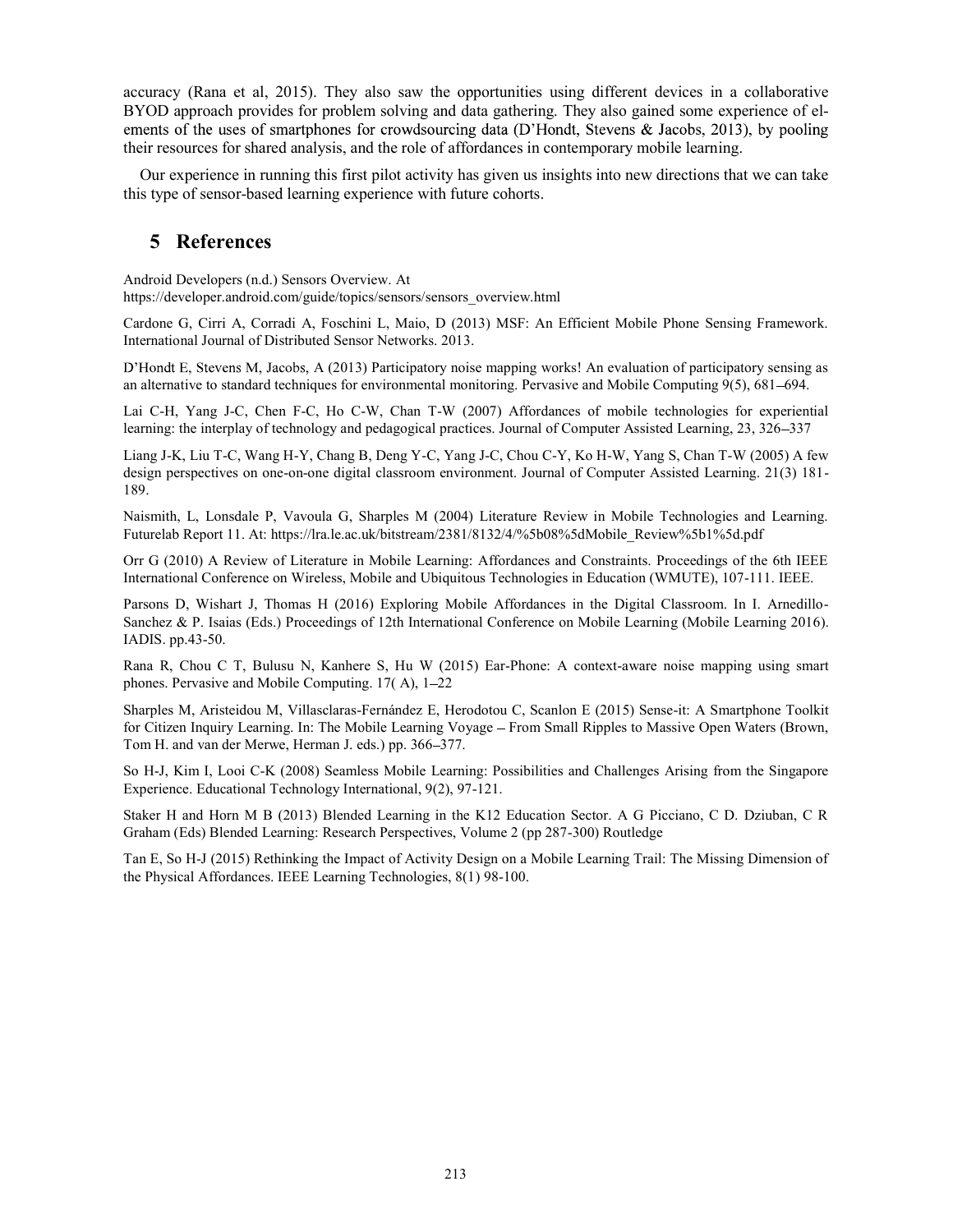accuracy (Rana et al, 2015). They also saw the opportunities using different devices in a collaborative BYOD approach provides for problem solving and data gathering. They also gained some experience of elements of the uses of smartphones for crowdsourcing data (D'Hondt, Stevens & Jacobs, 2013), by pooling their resources for shared analysis, and the role of affordances in contemporary mobile learning.

Our experience in running this first pilot activity has given us insights into new directions that we can take this type of sensor-based learning experience with future cohorts.

## 5 References

Android Developers (n.d.) Sensors Overview. At https://developer.android.com/guide/topics/sensors/sensors_overview.html

Cardone G, Cirri A, Corradi A, Foschini L, Maio, D (2013) MSF: An Efficient Mobile Phone Sensing Framework. International Journal of Distributed Sensor Networks. 2013.

D'Hondt E, Stevens M, Jacobs, A (2013) Participatory noise mapping works! An evaluation of participatory sensing as an alternative to standard techniques for environmental monitoring. Pervasive and Mobile Computing 9(5), 681–694.

Lai C-H, Yang J-C, Chen F-C, Ho C-W, Chan T-W (2007) Affordances of mobile technologies for experiential learning: the interplay of technology and pedagogical practices. Journal of Computer Assisted Learning, 23, 326–337

Liang J-K, Liu T-C, Wang H-Y, Chang B, Deng Y-C, Yang J-C, Chou C-Y, Ko H-W, Yang S, Chan T-W (2005) A few design perspectives on one-on-one digital classroom environment. Journal of Computer Assisted Learning. 21(3) 181-189.

Naismith, L, Lonsdale P, Vavoula G, Sharples M (2004) Literature Review in Mobile Technologies and Learning. Futurelab Report 11. At: https://lra.le.ac.uk/bitstream/2381/8132/4/%5b08%5dMobile_Review%5b1%5d.pdf

Orr G (2010) A Review of Literature in Mobile Learning: Affordances and Constraints. Proceedings of the 6th IEEE International Conference on Wireless, Mobile and Ubiquitous Technologies in Education (WMUTE), 107-111. IEEE.

Parsons D, Wishart J, Thomas H (2016) Exploring Mobile Affordances in the Digital Classroom. In I. Arnedillo-Sanchez & P. Isaias (Eds.) Proceedings of 12th International Conference on Mobile Learning (Mobile Learning 2016). IADIS. pp.43-50.

Rana R, Chou C T, Bulusu N, Kanhere S, Hu W (2015) Ear-Phone: A context-aware noise mapping using smart phones. Pervasive and Mobile Computing. 17( A), 1–22

Sharples M, Aristeidou M, Villasclaras-Fernández E, Herodotou C, Scanlon E (2015) Sense-it: A Smartphone Toolkit for Citizen Inquiry Learning. In: The Mobile Learning Voyage – From Small Ripples to Massive Open Waters (Brown, Tom H. and van der Merwe, Herman J. eds.) pp. 366–377.

So H-J, Kim I, Looi C-K (2008) Seamless Mobile Learning: Possibilities and Challenges Arising from the Singapore Experience. Educational Technology International, 9(2), 97-121.

Staker H and Horn M B (2013) Blended Learning in the K12 Education Sector. A G Picciano, C D. Dziuban, C R Graham (Eds) Blended Learning: Research Perspectives, Volume 2 (pp 287-300) Routledge

Tan E, So H-J (2015) Rethinking the Impact of Activity Design on a Mobile Learning Trail: The Missing Dimension of the Physical Affordances. IEEE Learning Technologies, 8(1) 98-100.